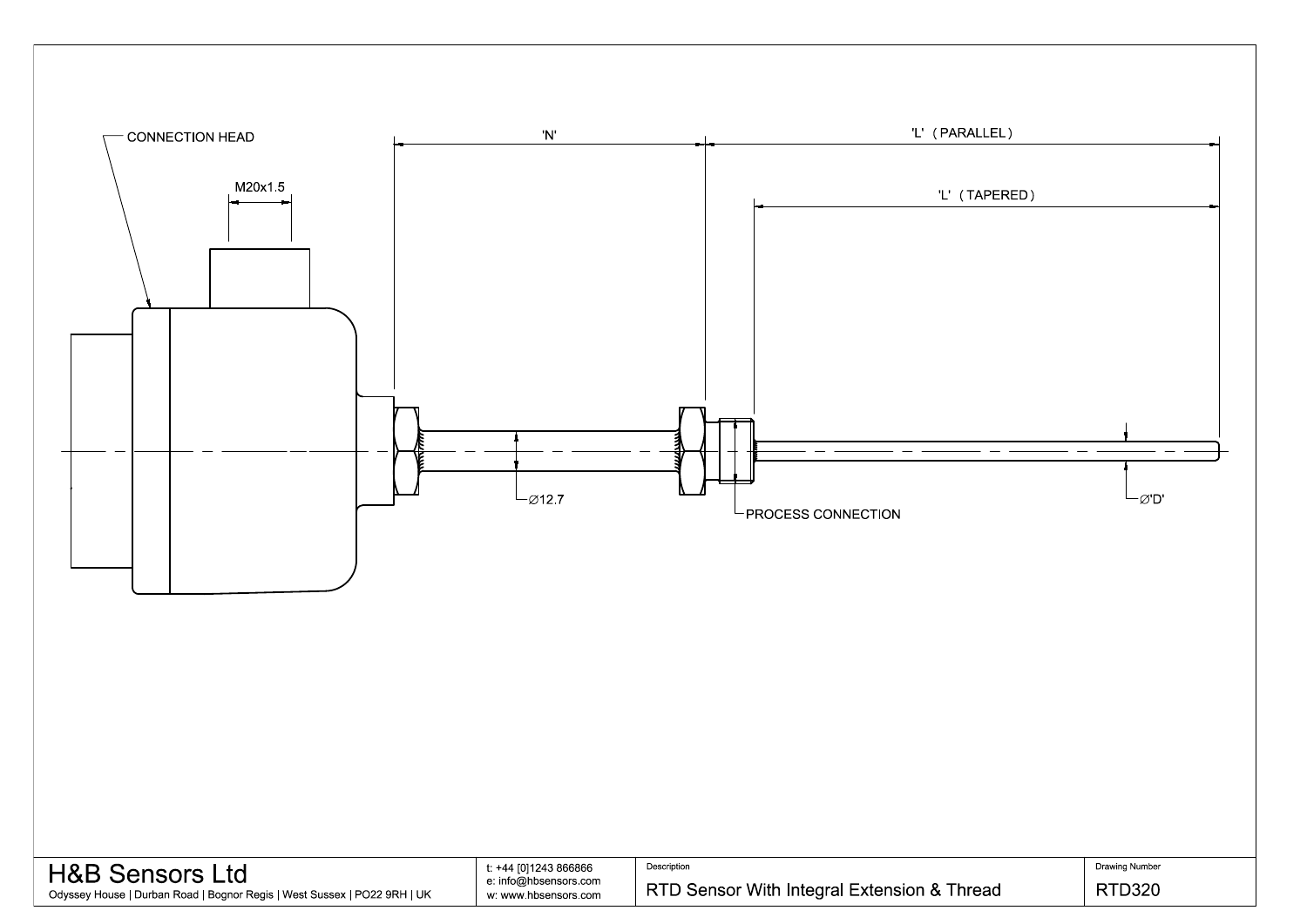CONNECTION HEAD

M20x1.5

'N'

'L' (PARALLEL)

'L' (TAPERED)

Ø12.7

PROCESS CONNECTION

Ø'D'

| H&B Sensors Ltd | t: +44 [0]1243 866866<br>e: info@hbsensors.com<br>w: www.hbsensors.com | Description | Drawing Number |
|---|---|---|---|
| Odyssey House \| Durban Road \| Bognor Regis \| West Sussex \| PO22 9RH \| UK | | RTD Sensor With Integral Extension & Thread | RTD320 |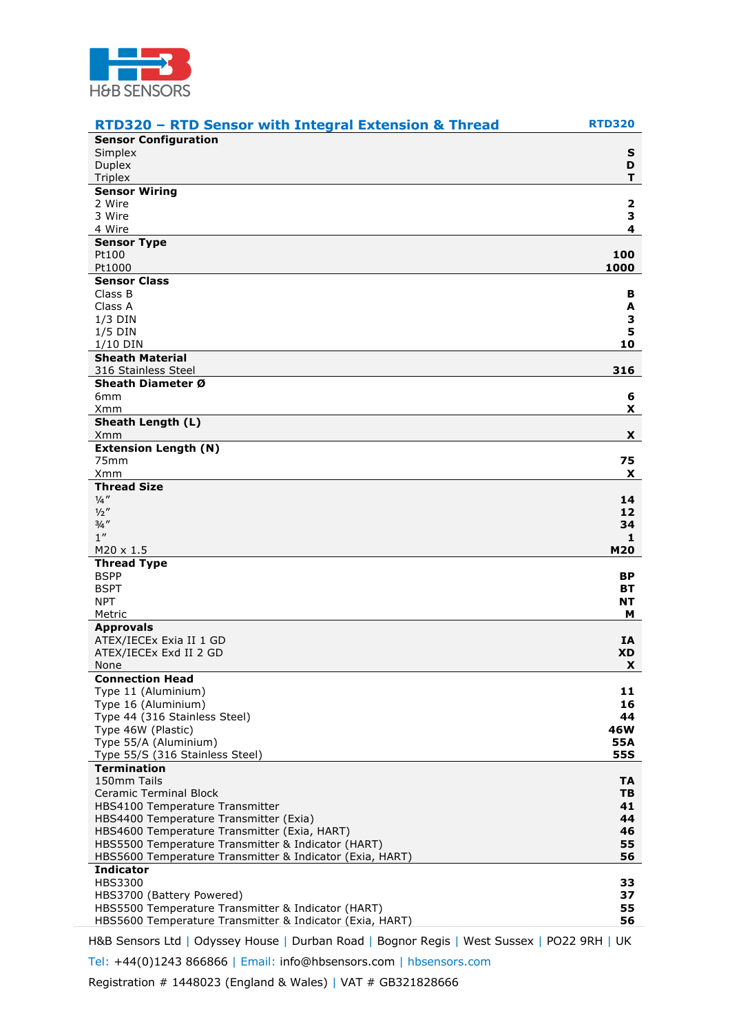## RTD320 – RTD Sensor with Integral Extension & Thread

| | RTD320 |
|---|---|
| **Sensor Configuration** | |
| Simplex | **S** |
| Duplex | **D** |
| Triplex | **T** |
| **Sensor Wiring** | |
| 2 Wire | **2** |
| 3 Wire | **3** |
| 4 Wire | **4** |
| **Sensor Type** | |
| Pt100 | **100** |
| Pt1000 | **1000** |
| **Sensor Class** | |
| Class B | **B** |
| Class A | **A** |
| 1/3 DIN | **3** |
| 1/5 DIN | **5** |
| 1/10 DIN | **10** |
| **Sheath Material** | |
| 316 Stainless Steel | **316** |
| **Sheath Diameter Ø** | |
| 6mm | **6** |
| Xmm | **X** |
| **Sheath Length (L)** | |
| Xmm | **X** |
| **Extension Length (N)** | |
| 75mm | **75** |
| Xmm | **X** |
| **Thread Size** | |
| ¼″ | **14** |
| ½″ | **12** |
| ¾″ | **34** |
| 1″ | **1** |
| M20 x 1.5 | **M20** |
| **Thread Type** | |
| BSPP | **BP** |
| BSPT | **BT** |
| NPT | **NT** |
| Metric | **M** |
| **Approvals** | |
| ATEX/IECEx Exia II 1 GD | **IA** |
| ATEX/IECEx Exd II 2 GD | **XD** |
| None | **X** |
| **Connection Head** | |
| Type 11 (Aluminium) | **11** |
| Type 16 (Aluminium) | **16** |
| Type 44 (316 Stainless Steel) | **44** |
| Type 46W (Plastic) | **46W** |
| Type 55/A (Aluminium) | **55A** |
| Type 55/S (316 Stainless Steel) | **55S** |
| **Termination** | |
| 150mm Tails | **TA** |
| Ceramic Terminal Block | **TB** |
| HBS4100 Temperature Transmitter | **41** |
| HBS4400 Temperature Transmitter (Exia) | **44** |
| HBS4600 Temperature Transmitter (Exia, HART) | **46** |
| HBS5500 Temperature Transmitter & Indicator (HART) | **55** |
| HBS5600 Temperature Transmitter & Indicator (Exia, HART) | **56** |
| **Indicator** | |
| HBS3300 | **33** |
| HBS3700 (Battery Powered) | **37** |
| HBS5500 Temperature Transmitter & Indicator (HART) | **55** |
| HBS5600 Temperature Transmitter & Indicator (Exia, HART) | **56** |

H&B Sensors Ltd | Odyssey House | Durban Road | Bognor Regis | West Sussex | PO22 9RH | UK

Tel: +44(0)1243 866866 | Email: info@hbsensors.com | hbsensors.com

Registration # 1448023 (England & Wales) | VAT # GB321828666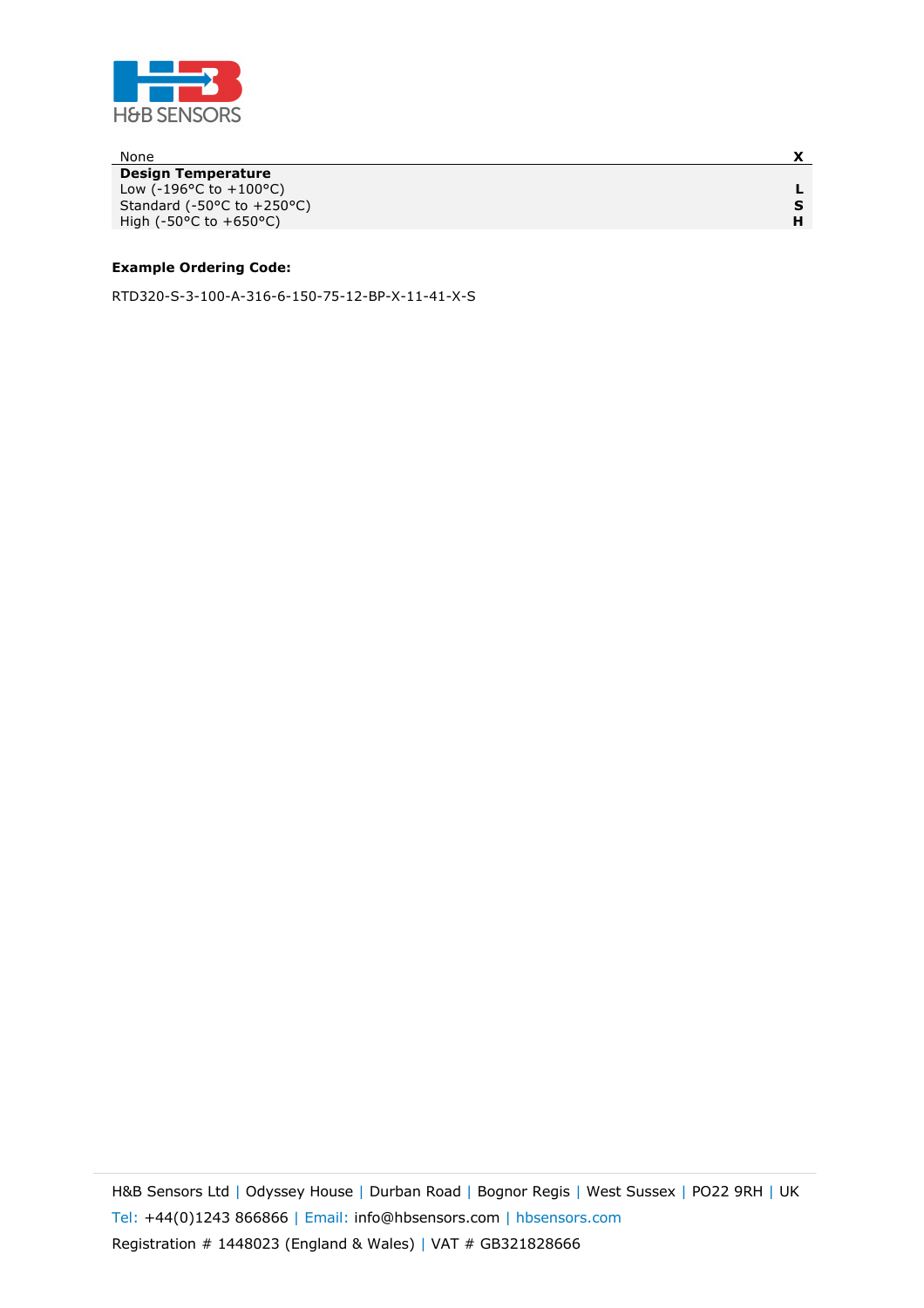| | |
|---|---|
| None | **X** |
| **Design Temperature** | |
| Low (-196°C to +100°C) | **L** |
| Standard (-50°C to +250°C) | **S** |
| High (-50°C to +650°C) | **H** |

**Example Ordering Code:**

RTD320-S-3-100-A-316-6-150-75-12-BP-X-11-41-X-S

H&B Sensors Ltd | Odyssey House | Durban Road | Bognor Regis | West Sussex | PO22 9RH | UK
Tel: +44(0)1243 866866 | Email: info@hbsensors.com | hbsensors.com
Registration # 1448023 (England & Wales) | VAT # GB321828666